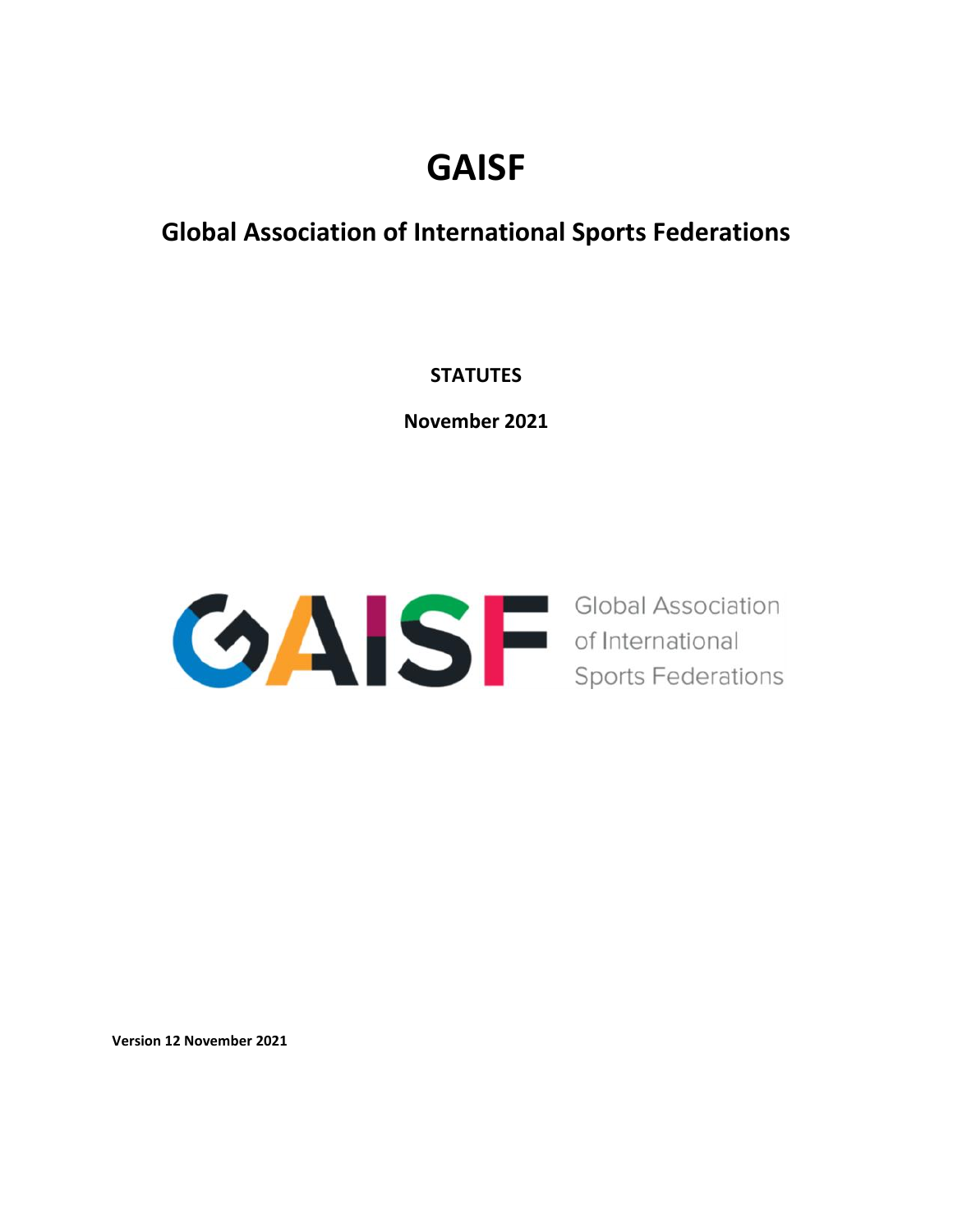# GAISF

## Global Association of International Sports Federations

**STATUTES**

**November 2021**

Global Association of International Sports Federations

**Version 12 November 2021**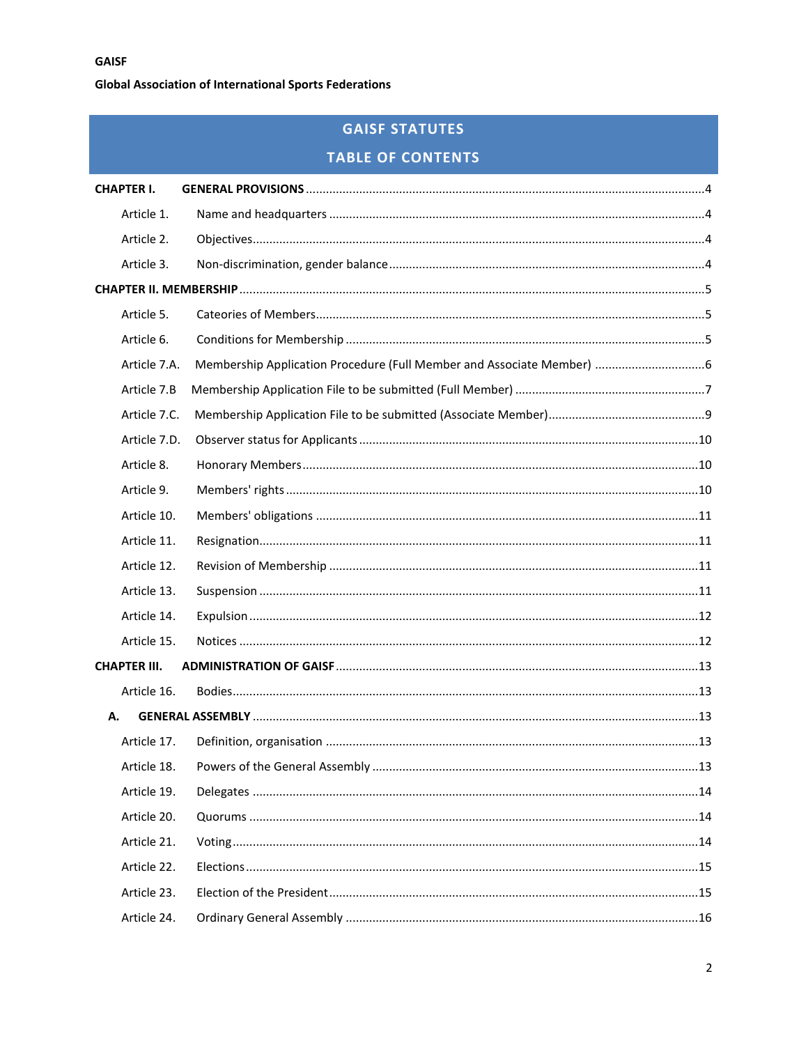**GAISF**

**Global Association of International Sports Federations**

# GAISF STATUTES

## TABLE OF CONTENTS

**CHAPTER I. GENERAL PROVISIONS** ....................4

- Article 1. Name and headquarters ....................4
- Article 2. Objectives....................4
- Article 3. Non-discrimination, gender balance....................4

**CHAPTER II. MEMBERSHIP** ....................5

- Article 5. Cateories of Members....................5
- Article 6. Conditions for Membership ....................5
- Article 7.A. Membership Application Procedure (Full Member and Associate Member) ....................6
- Article 7.B Membership Application File to be submitted (Full Member) ....................7
- Article 7.C. Membership Application File to be submitted (Associate Member)....................9
- Article 7.D. Observer status for Applicants ....................10
- Article 8. Honorary Members....................10
- Article 9. Members' rights....................10
- Article 10. Members' obligations ....................11
- Article 11. Resignation....................11
- Article 12. Revision of Membership ....................11
- Article 13. Suspension ....................11
- Article 14. Expulsion ....................12
- Article 15. Notices ....................12

**CHAPTER III. ADMINISTRATION OF GAISF** ....................13

- Article 16. Bodies....................13

**A. GENERAL ASSEMBLY** ....................13

- Article 17. Definition, organisation ....................13
- Article 18. Powers of the General Assembly ....................13
- Article 19. Delegates ....................14
- Article 20. Quorums ....................14
- Article 21. Voting....................14
- Article 22. Elections....................15
- Article 23. Election of the President....................15
- Article 24. Ordinary General Assembly ....................16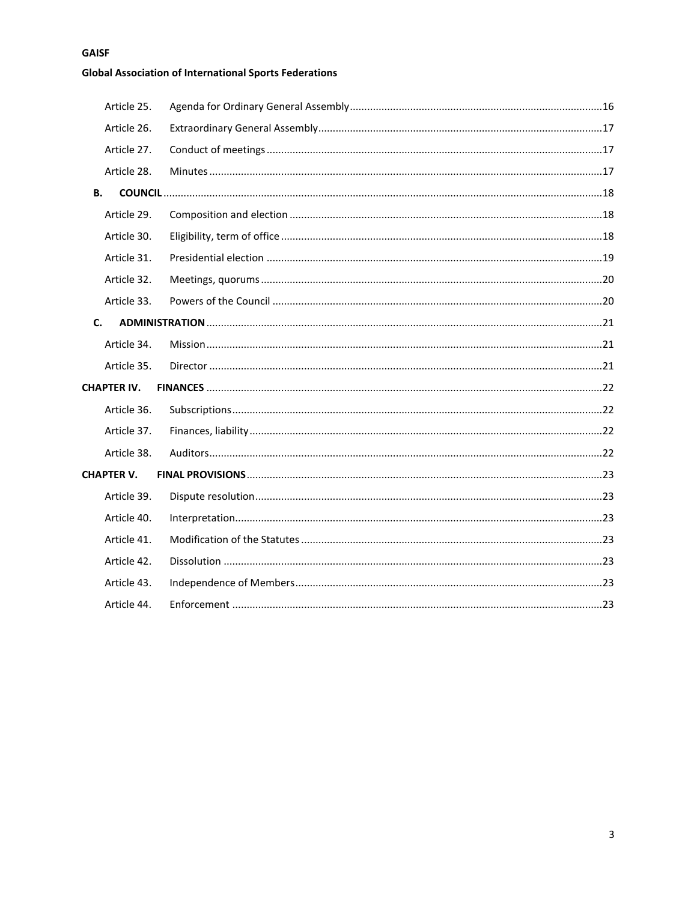| | | |
|---|---|---|
| Article 25. | Agenda for Ordinary General Assembly | 16 |
| Article 26. | Extraordinary General Assembly | 17 |
| Article 27. | Conduct of meetings | 17 |
| Article 28. | Minutes | 17 |
| **B.** | **COUNCIL** | 18 |
| Article 29. | Composition and election | 18 |
| Article 30. | Eligibility, term of office | 18 |
| Article 31. | Presidential election | 19 |
| Article 32. | Meetings, quorums | 20 |
| Article 33. | Powers of the Council | 20 |
| **C.** | **ADMINISTRATION** | 21 |
| Article 34. | Mission | 21 |
| Article 35. | Director | 21 |
| **CHAPTER IV.** | **FINANCES** | 22 |
| Article 36. | Subscriptions | 22 |
| Article 37. | Finances, liability | 22 |
| Article 38. | Auditors | 22 |
| **CHAPTER V.** | **FINAL PROVISIONS** | 23 |
| Article 39. | Dispute resolution | 23 |
| Article 40. | Interpretation | 23 |
| Article 41. | Modification of the Statutes | 23 |
| Article 42. | Dissolution | 23 |
| Article 43. | Independence of Members | 23 |
| Article 44. | Enforcement | 23 |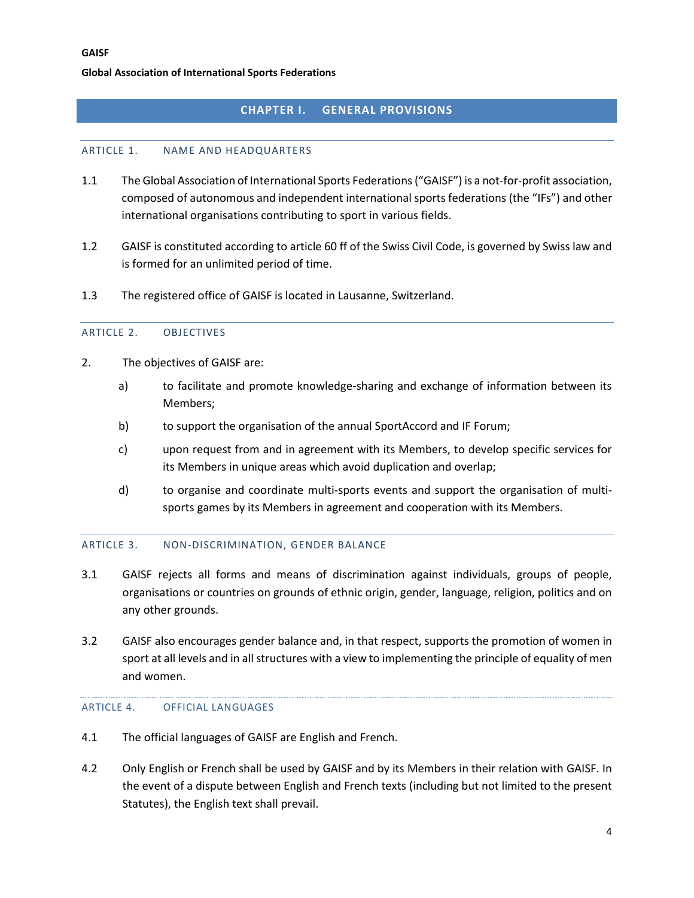**GAISF**

**Global Association of International Sports Federations**

# CHAPTER I. GENERAL PROVISIONS

## ARTICLE 1. NAME AND HEADQUARTERS

1.1 The Global Association of International Sports Federations ("GAISF") is a not-for-profit association, composed of autonomous and independent international sports federations (the "IFs") and other international organisations contributing to sport in various fields.

1.2 GAISF is constituted according to article 60 ff of the Swiss Civil Code, is governed by Swiss law and is formed for an unlimited period of time.

1.3 The registered office of GAISF is located in Lausanne, Switzerland.

## ARTICLE 2. OBJECTIVES

2. The objectives of GAISF are:

   a) to facilitate and promote knowledge-sharing and exchange of information between its Members;

   b) to support the organisation of the annual SportAccord and IF Forum;

   c) upon request from and in agreement with its Members, to develop specific services for its Members in unique areas which avoid duplication and overlap;

   d) to organise and coordinate multi-sports events and support the organisation of multi-sports games by its Members in agreement and cooperation with its Members.

## ARTICLE 3. NON-DISCRIMINATION, GENDER BALANCE

3.1 GAISF rejects all forms and means of discrimination against individuals, groups of people, organisations or countries on grounds of ethnic origin, gender, language, religion, politics and on any other grounds.

3.2 GAISF also encourages gender balance and, in that respect, supports the promotion of women in sport at all levels and in all structures with a view to implementing the principle of equality of men and women.

## ARTICLE 4. OFFICIAL LANGUAGES

4.1 The official languages of GAISF are English and French.

4.2 Only English or French shall be used by GAISF and by its Members in their relation with GAISF. In the event of a dispute between English and French texts (including but not limited to the present Statutes), the English text shall prevail.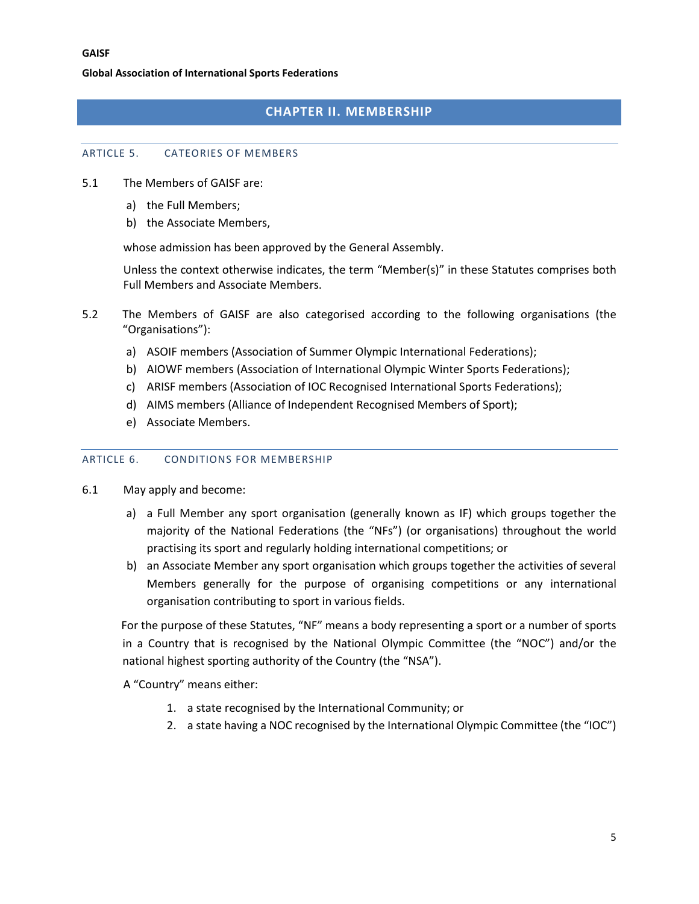## CHAPTER II. MEMBERSHIP

### ARTICLE 5. CATEORIES OF MEMBERS

5.1 The Members of GAISF are:

a) the Full Members;
b) the Associate Members,

whose admission has been approved by the General Assembly.

Unless the context otherwise indicates, the term "Member(s)" in these Statutes comprises both Full Members and Associate Members.

5.2 The Members of GAISF are also categorised according to the following organisations (the "Organisations"):

a) ASOIF members (Association of Summer Olympic International Federations);
b) AIOWF members (Association of International Olympic Winter Sports Federations);
c) ARISF members (Association of IOC Recognised International Sports Federations);
d) AIMS members (Alliance of Independent Recognised Members of Sport);
e) Associate Members.

### ARTICLE 6. CONDITIONS FOR MEMBERSHIP

6.1 May apply and become:

a) a Full Member any sport organisation (generally known as IF) which groups together the majority of the National Federations (the "NFs") (or organisations) throughout the world practising its sport and regularly holding international competitions; or
b) an Associate Member any sport organisation which groups together the activities of several Members generally for the purpose of organising competitions or any international organisation contributing to sport in various fields.

For the purpose of these Statutes, "NF" means a body representing a sport or a number of sports in a Country that is recognised by the National Olympic Committee (the "NOC") and/or the national highest sporting authority of the Country (the "NSA").

A "Country" means either:

1. a state recognised by the International Community; or
2. a state having a NOC recognised by the International Olympic Committee (the "IOC")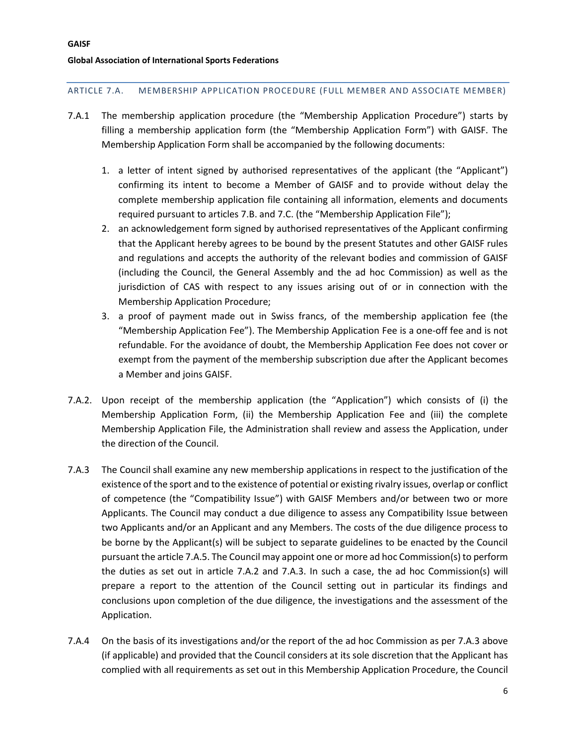### ARTICLE 7.A. MEMBERSHIP APPLICATION PROCEDURE (FULL MEMBER AND ASSOCIATE MEMBER)

7.A.1 The membership application procedure (the "Membership Application Procedure") starts by filling a membership application form (the "Membership Application Form") with GAISF. The Membership Application Form shall be accompanied by the following documents:

1. a letter of intent signed by authorised representatives of the applicant (the "Applicant") confirming its intent to become a Member of GAISF and to provide without delay the complete membership application file containing all information, elements and documents required pursuant to articles 7.B. and 7.C. (the "Membership Application File");
2. an acknowledgement form signed by authorised representatives of the Applicant confirming that the Applicant hereby agrees to be bound by the present Statutes and other GAISF rules and regulations and accepts the authority of the relevant bodies and commission of GAISF (including the Council, the General Assembly and the ad hoc Commission) as well as the jurisdiction of CAS with respect to any issues arising out of or in connection with the Membership Application Procedure;
3. a proof of payment made out in Swiss francs, of the membership application fee (the "Membership Application Fee"). The Membership Application Fee is a one-off fee and is not refundable. For the avoidance of doubt, the Membership Application Fee does not cover or exempt from the payment of the membership subscription due after the Applicant becomes a Member and joins GAISF.

7.A.2. Upon receipt of the membership application (the "Application") which consists of (i) the Membership Application Form, (ii) the Membership Application Fee and (iii) the complete Membership Application File, the Administration shall review and assess the Application, under the direction of the Council.

7.A.3 The Council shall examine any new membership applications in respect to the justification of the existence of the sport and to the existence of potential or existing rivalry issues, overlap or conflict of competence (the "Compatibility Issue") with GAISF Members and/or between two or more Applicants. The Council may conduct a due diligence to assess any Compatibility Issue between two Applicants and/or an Applicant and any Members. The costs of the due diligence process to be borne by the Applicant(s) will be subject to separate guidelines to be enacted by the Council pursuant the article 7.A.5. The Council may appoint one or more ad hoc Commission(s) to perform the duties as set out in article 7.A.2 and 7.A.3. In such a case, the ad hoc Commission(s) will prepare a report to the attention of the Council setting out in particular its findings and conclusions upon completion of the due diligence, the investigations and the assessment of the Application.

7.A.4 On the basis of its investigations and/or the report of the ad hoc Commission as per 7.A.3 above (if applicable) and provided that the Council considers at its sole discretion that the Applicant has complied with all requirements as set out in this Membership Application Procedure, the Council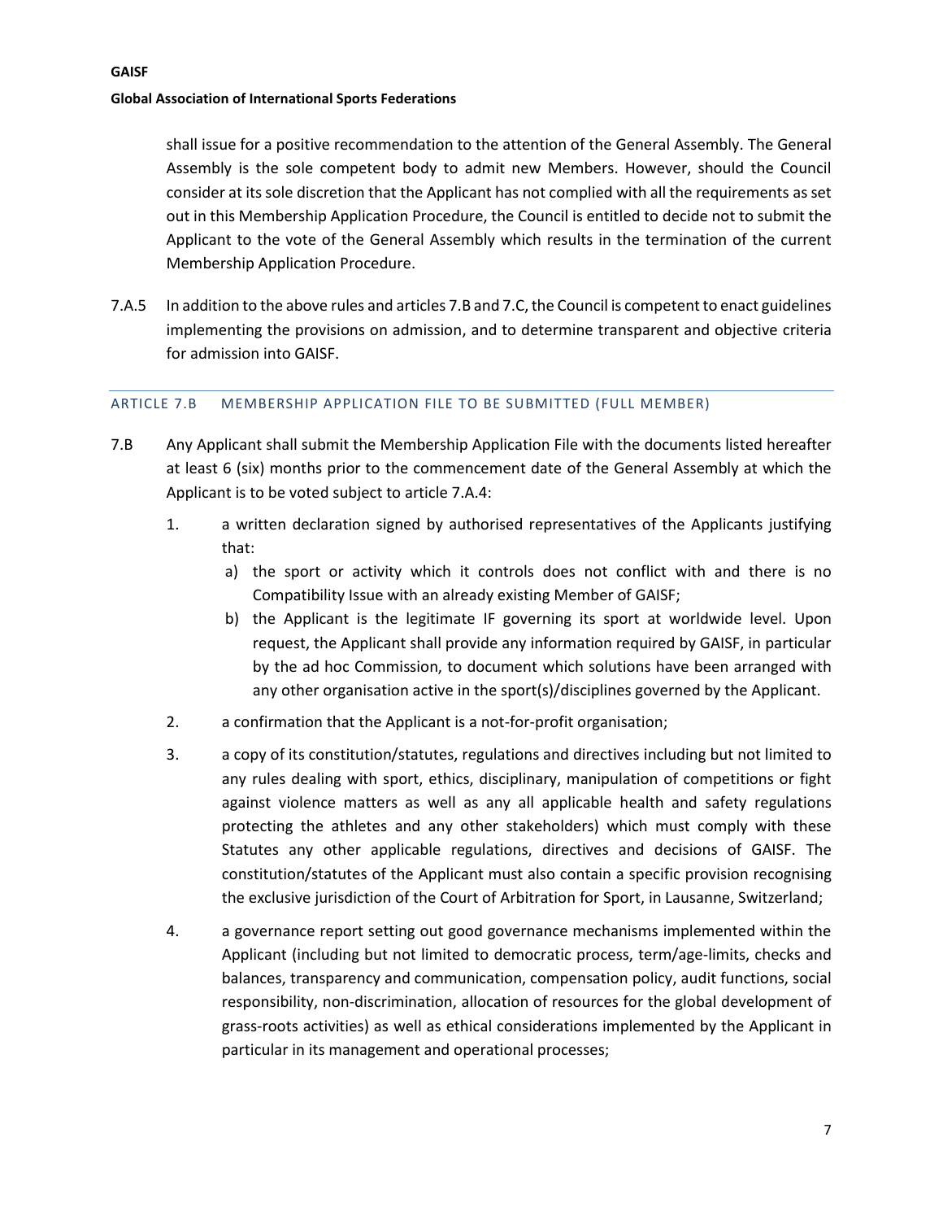shall issue for a positive recommendation to the attention of the General Assembly. The General Assembly is the sole competent body to admit new Members. However, should the Council consider at its sole discretion that the Applicant has not complied with all the requirements as set out in this Membership Application Procedure, the Council is entitled to decide not to submit the Applicant to the vote of the General Assembly which results in the termination of the current Membership Application Procedure.

7.A.5 In addition to the above rules and articles 7.B and 7.C, the Council is competent to enact guidelines implementing the provisions on admission, and to determine transparent and objective criteria for admission into GAISF.

## ARTICLE 7.B MEMBERSHIP APPLICATION FILE TO BE SUBMITTED (FULL MEMBER)

7.B Any Applicant shall submit the Membership Application File with the documents listed hereafter at least 6 (six) months prior to the commencement date of the General Assembly at which the Applicant is to be voted subject to article 7.A.4:

1. a written declaration signed by authorised representatives of the Applicants justifying that:
   a) the sport or activity which it controls does not conflict with and there is no Compatibility Issue with an already existing Member of GAISF;
   b) the Applicant is the legitimate IF governing its sport at worldwide level. Upon request, the Applicant shall provide any information required by GAISF, in particular by the ad hoc Commission, to document which solutions have been arranged with any other organisation active in the sport(s)/disciplines governed by the Applicant.
2. a confirmation that the Applicant is a not-for-profit organisation;
3. a copy of its constitution/statutes, regulations and directives including but not limited to any rules dealing with sport, ethics, disciplinary, manipulation of competitions or fight against violence matters as well as any all applicable health and safety regulations protecting the athletes and any other stakeholders) which must comply with these Statutes any other applicable regulations, directives and decisions of GAISF. The constitution/statutes of the Applicant must also contain a specific provision recognising the exclusive jurisdiction of the Court of Arbitration for Sport, in Lausanne, Switzerland;
4. a governance report setting out good governance mechanisms implemented within the Applicant (including but not limited to democratic process, term/age-limits, checks and balances, transparency and communication, compensation policy, audit functions, social responsibility, non-discrimination, allocation of resources for the global development of grass-roots activities) as well as ethical considerations implemented by the Applicant in particular in its management and operational processes;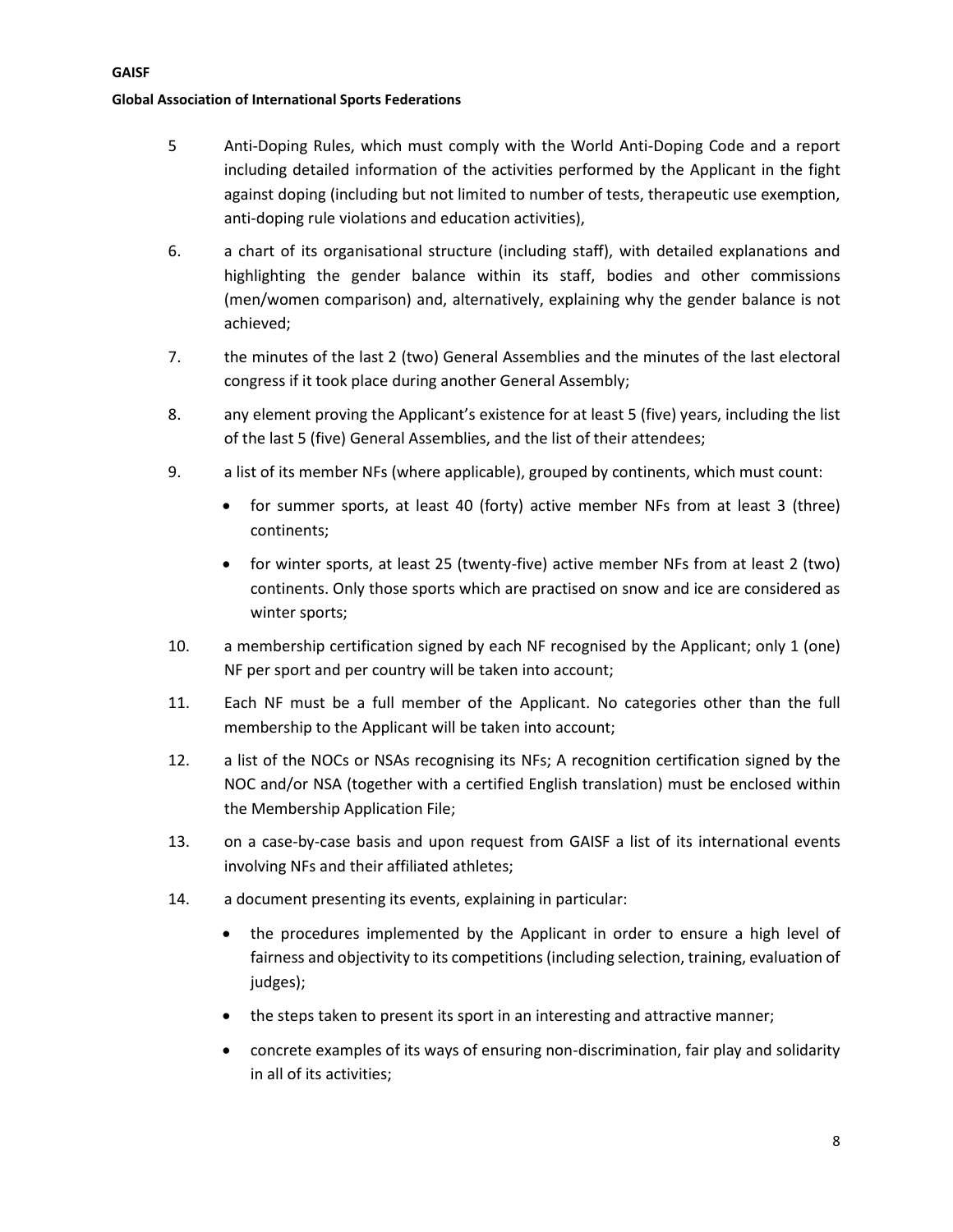5 Anti-Doping Rules, which must comply with the World Anti-Doping Code and a report including detailed information of the activities performed by the Applicant in the fight against doping (including but not limited to number of tests, therapeutic use exemption, anti-doping rule violations and education activities),

6. a chart of its organisational structure (including staff), with detailed explanations and highlighting the gender balance within its staff, bodies and other commissions (men/women comparison) and, alternatively, explaining why the gender balance is not achieved;

7. the minutes of the last 2 (two) General Assemblies and the minutes of the last electoral congress if it took place during another General Assembly;

8. any element proving the Applicant's existence for at least 5 (five) years, including the list of the last 5 (five) General Assemblies, and the list of their attendees;

9. a list of its member NFs (where applicable), grouped by continents, which must count:
   - for summer sports, at least 40 (forty) active member NFs from at least 3 (three) continents;
   - for winter sports, at least 25 (twenty-five) active member NFs from at least 2 (two) continents. Only those sports which are practised on snow and ice are considered as winter sports;

10. a membership certification signed by each NF recognised by the Applicant; only 1 (one) NF per sport and per country will be taken into account;

11. Each NF must be a full member of the Applicant. No categories other than the full membership to the Applicant will be taken into account;

12. a list of the NOCs or NSAs recognising its NFs; A recognition certification signed by the NOC and/or NSA (together with a certified English translation) must be enclosed within the Membership Application File;

13. on a case-by-case basis and upon request from GAISF a list of its international events involving NFs and their affiliated athletes;

14. a document presenting its events, explaining in particular:
   - the procedures implemented by the Applicant in order to ensure a high level of fairness and objectivity to its competitions (including selection, training, evaluation of judges);
   - the steps taken to present its sport in an interesting and attractive manner;
   - concrete examples of its ways of ensuring non-discrimination, fair play and solidarity in all of its activities;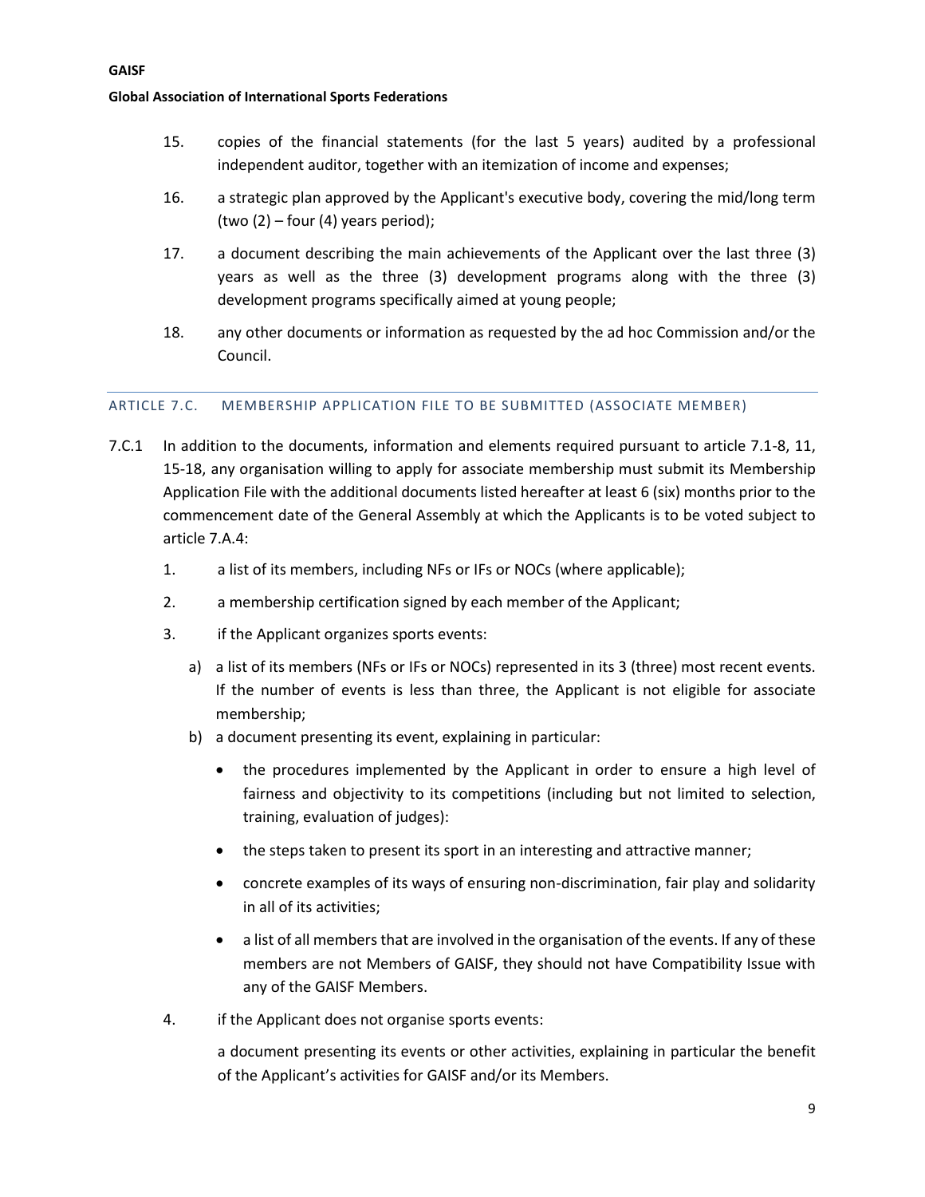15. copies of the financial statements (for the last 5 years) audited by a professional independent auditor, together with an itemization of income and expenses;

16. a strategic plan approved by the Applicant's executive body, covering the mid/long term (two (2) – four (4) years period);

17. a document describing the main achievements of the Applicant over the last three (3) years as well as the three (3) development programs along with the three (3) development programs specifically aimed at young people;

18. any other documents or information as requested by the ad hoc Commission and/or the Council.

## ARTICLE 7.C. MEMBERSHIP APPLICATION FILE TO BE SUBMITTED (ASSOCIATE MEMBER)

7.C.1 In addition to the documents, information and elements required pursuant to article 7.1-8, 11, 15-18, any organisation willing to apply for associate membership must submit its Membership Application File with the additional documents listed hereafter at least 6 (six) months prior to the commencement date of the General Assembly at which the Applicants is to be voted subject to article 7.A.4:

1. a list of its members, including NFs or IFs or NOCs (where applicable);

2. a membership certification signed by each member of the Applicant;

3. if the Applicant organizes sports events:

   a) a list of its members (NFs or IFs or NOCs) represented in its 3 (three) most recent events. If the number of events is less than three, the Applicant is not eligible for associate membership;

   b) a document presenting its event, explaining in particular:

      - the procedures implemented by the Applicant in order to ensure a high level of fairness and objectivity to its competitions (including but not limited to selection, training, evaluation of judges):

      - the steps taken to present its sport in an interesting and attractive manner;

      - concrete examples of its ways of ensuring non-discrimination, fair play and solidarity in all of its activities;

      - a list of all members that are involved in the organisation of the events. If any of these members are not Members of GAISF, they should not have Compatibility Issue with any of the GAISF Members.

4. if the Applicant does not organise sports events:

   a document presenting its events or other activities, explaining in particular the benefit of the Applicant's activities for GAISF and/or its Members.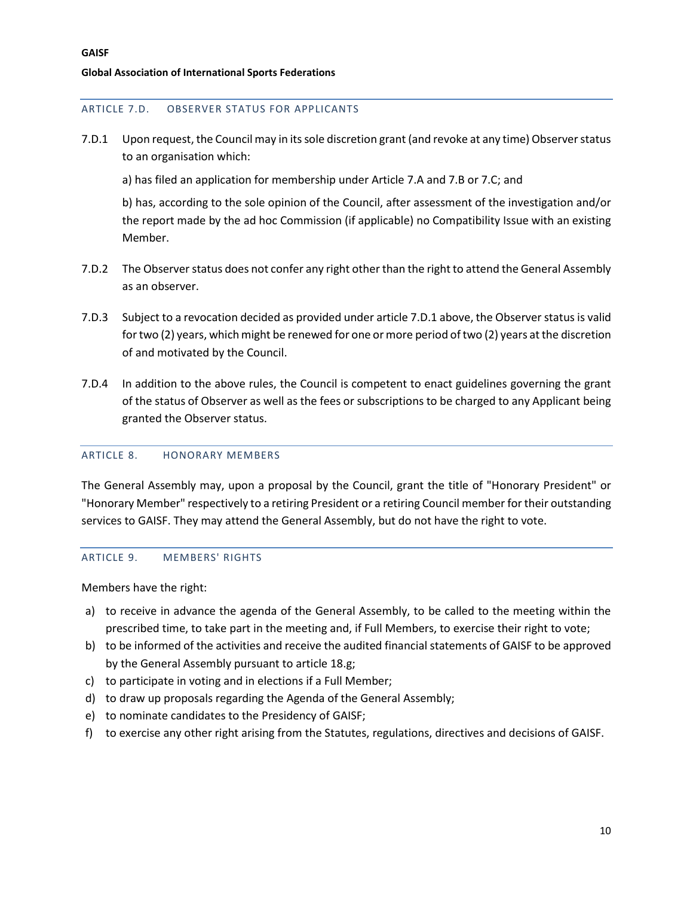### ARTICLE 7.D. OBSERVER STATUS FOR APPLICANTS

7.D.1 Upon request, the Council may in its sole discretion grant (and revoke at any time) Observer status to an organisation which:

a) has filed an application for membership under Article 7.A and 7.B or 7.C; and

b) has, according to the sole opinion of the Council, after assessment of the investigation and/or the report made by the ad hoc Commission (if applicable) no Compatibility Issue with an existing Member.

7.D.2 The Observer status does not confer any right other than the right to attend the General Assembly as an observer.

7.D.3 Subject to a revocation decided as provided under article 7.D.1 above, the Observer status is valid for two (2) years, which might be renewed for one or more period of two (2) years at the discretion of and motivated by the Council.

7.D.4 In addition to the above rules, the Council is competent to enact guidelines governing the grant of the status of Observer as well as the fees or subscriptions to be charged to any Applicant being granted the Observer status.

### ARTICLE 8. HONORARY MEMBERS

The General Assembly may, upon a proposal by the Council, grant the title of "Honorary President" or "Honorary Member" respectively to a retiring President or a retiring Council member for their outstanding services to GAISF. They may attend the General Assembly, but do not have the right to vote.

### ARTICLE 9. MEMBERS' RIGHTS

Members have the right:

a) to receive in advance the agenda of the General Assembly, to be called to the meeting within the prescribed time, to take part in the meeting and, if Full Members, to exercise their right to vote;
b) to be informed of the activities and receive the audited financial statements of GAISF to be approved by the General Assembly pursuant to article 18.g;
c) to participate in voting and in elections if a Full Member;
d) to draw up proposals regarding the Agenda of the General Assembly;
e) to nominate candidates to the Presidency of GAISF;
f) to exercise any other right arising from the Statutes, regulations, directives and decisions of GAISF.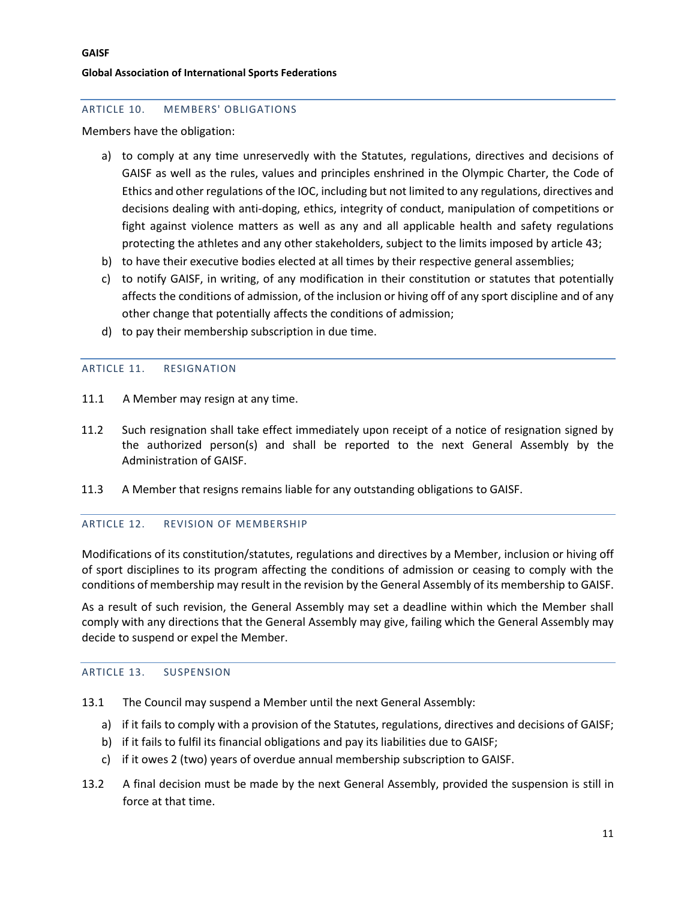## ARTICLE 10. MEMBERS' OBLIGATIONS

Members have the obligation:

a) to comply at any time unreservedly with the Statutes, regulations, directives and decisions of GAISF as well as the rules, values and principles enshrined in the Olympic Charter, the Code of Ethics and other regulations of the IOC, including but not limited to any regulations, directives and decisions dealing with anti-doping, ethics, integrity of conduct, manipulation of competitions or fight against violence matters as well as any and all applicable health and safety regulations protecting the athletes and any other stakeholders, subject to the limits imposed by article 43;
b) to have their executive bodies elected at all times by their respective general assemblies;
c) to notify GAISF, in writing, of any modification in their constitution or statutes that potentially affects the conditions of admission, of the inclusion or hiving off of any sport discipline and of any other change that potentially affects the conditions of admission;
d) to pay their membership subscription in due time.

## ARTICLE 11. RESIGNATION

11.1 A Member may resign at any time.

11.2 Such resignation shall take effect immediately upon receipt of a notice of resignation signed by the authorized person(s) and shall be reported to the next General Assembly by the Administration of GAISF.

11.3 A Member that resigns remains liable for any outstanding obligations to GAISF.

## ARTICLE 12. REVISION OF MEMBERSHIP

Modifications of its constitution/statutes, regulations and directives by a Member, inclusion or hiving off of sport disciplines to its program affecting the conditions of admission or ceasing to comply with the conditions of membership may result in the revision by the General Assembly of its membership to GAISF.

As a result of such revision, the General Assembly may set a deadline within which the Member shall comply with any directions that the General Assembly may give, failing which the General Assembly may decide to suspend or expel the Member.

## ARTICLE 13. SUSPENSION

13.1 The Council may suspend a Member until the next General Assembly:

a) if it fails to comply with a provision of the Statutes, regulations, directives and decisions of GAISF;
b) if it fails to fulfil its financial obligations and pay its liabilities due to GAISF;
c) if it owes 2 (two) years of overdue annual membership subscription to GAISF.

13.2 A final decision must be made by the next General Assembly, provided the suspension is still in force at that time.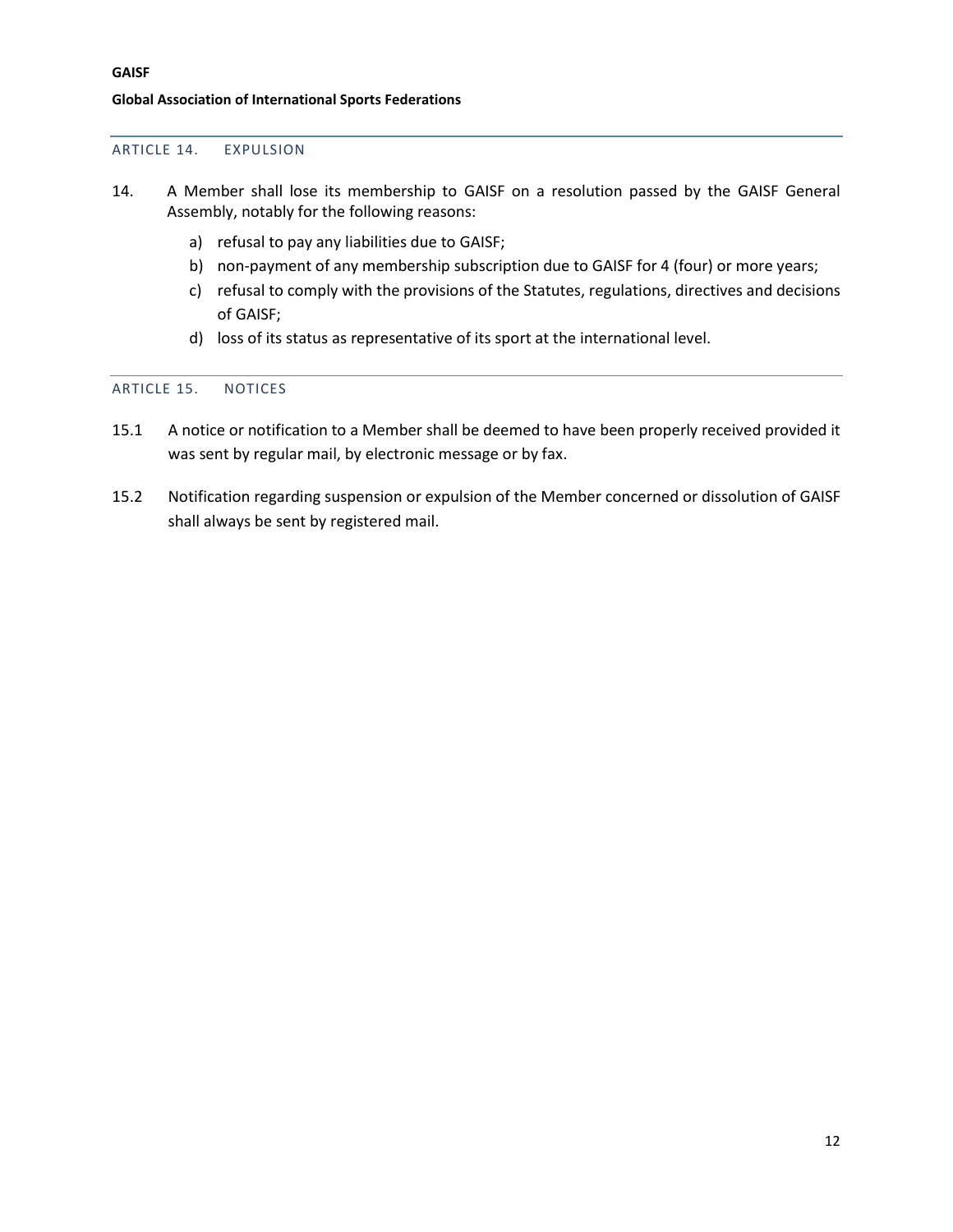## ARTICLE 14. EXPULSION

14. A Member shall lose its membership to GAISF on a resolution passed by the GAISF General Assembly, notably for the following reasons:

   a) refusal to pay any liabilities due to GAISF;
   b) non-payment of any membership subscription due to GAISF for 4 (four) or more years;
   c) refusal to comply with the provisions of the Statutes, regulations, directives and decisions of GAISF;
   d) loss of its status as representative of its sport at the international level.

## ARTICLE 15. NOTICES

15.1 A notice or notification to a Member shall be deemed to have been properly received provided it was sent by regular mail, by electronic message or by fax.

15.2 Notification regarding suspension or expulsion of the Member concerned or dissolution of GAISF shall always be sent by registered mail.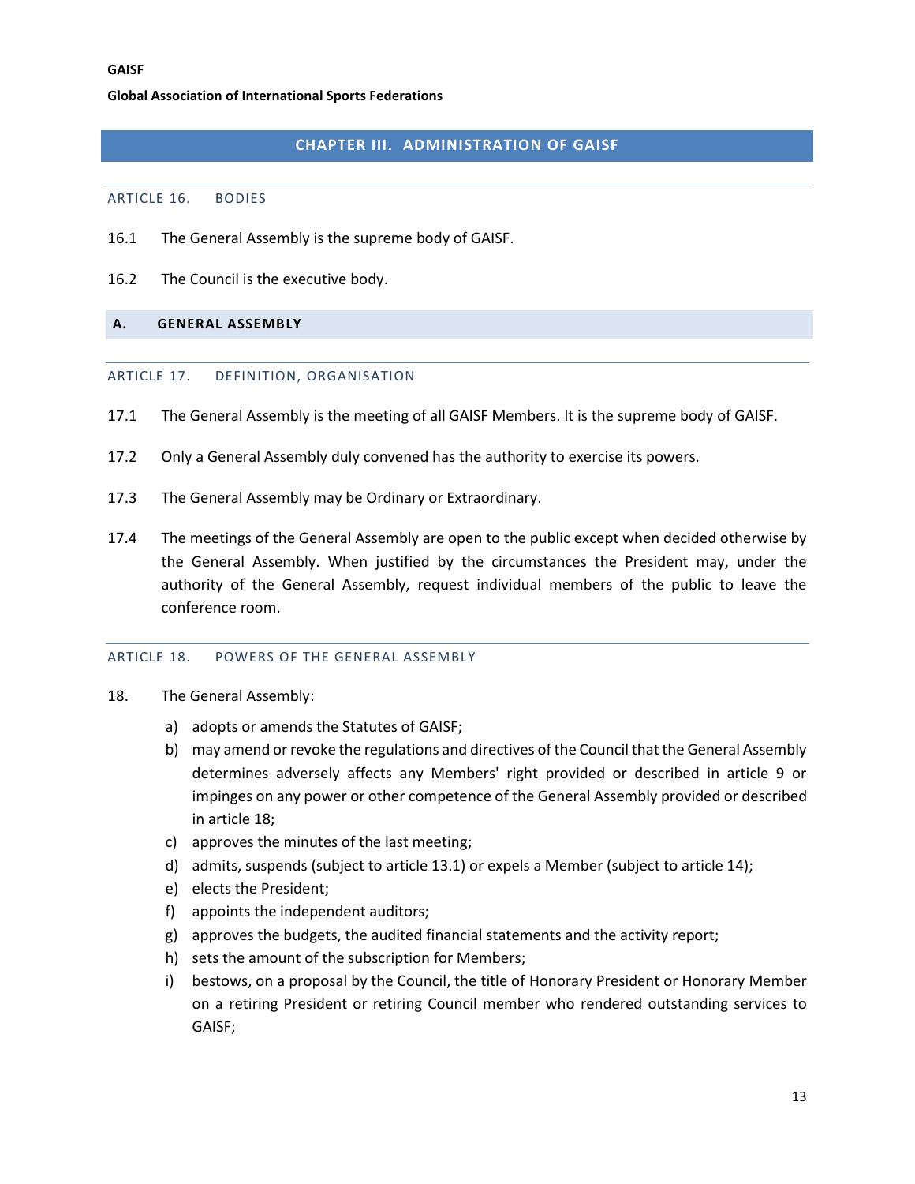## CHAPTER III. ADMINISTRATION OF GAISF

### ARTICLE 16. BODIES

16.1 The General Assembly is the supreme body of GAISF.

16.2 The Council is the executive body.

### A. GENERAL ASSEMBLY

### ARTICLE 17. DEFINITION, ORGANISATION

17.1 The General Assembly is the meeting of all GAISF Members. It is the supreme body of GAISF.

17.2 Only a General Assembly duly convened has the authority to exercise its powers.

17.3 The General Assembly may be Ordinary or Extraordinary.

17.4 The meetings of the General Assembly are open to the public except when decided otherwise by the General Assembly. When justified by the circumstances the President may, under the authority of the General Assembly, request individual members of the public to leave the conference room.

### ARTICLE 18. POWERS OF THE GENERAL ASSEMBLY

18. The General Assembly:

a) adopts or amends the Statutes of GAISF;
b) may amend or revoke the regulations and directives of the Council that the General Assembly determines adversely affects any Members' right provided or described in article 9 or impinges on any power or other competence of the General Assembly provided or described in article 18;
c) approves the minutes of the last meeting;
d) admits, suspends (subject to article 13.1) or expels a Member (subject to article 14);
e) elects the President;
f) appoints the independent auditors;
g) approves the budgets, the audited financial statements and the activity report;
h) sets the amount of the subscription for Members;
i) bestows, on a proposal by the Council, the title of Honorary President or Honorary Member on a retiring President or retiring Council member who rendered outstanding services to GAISF;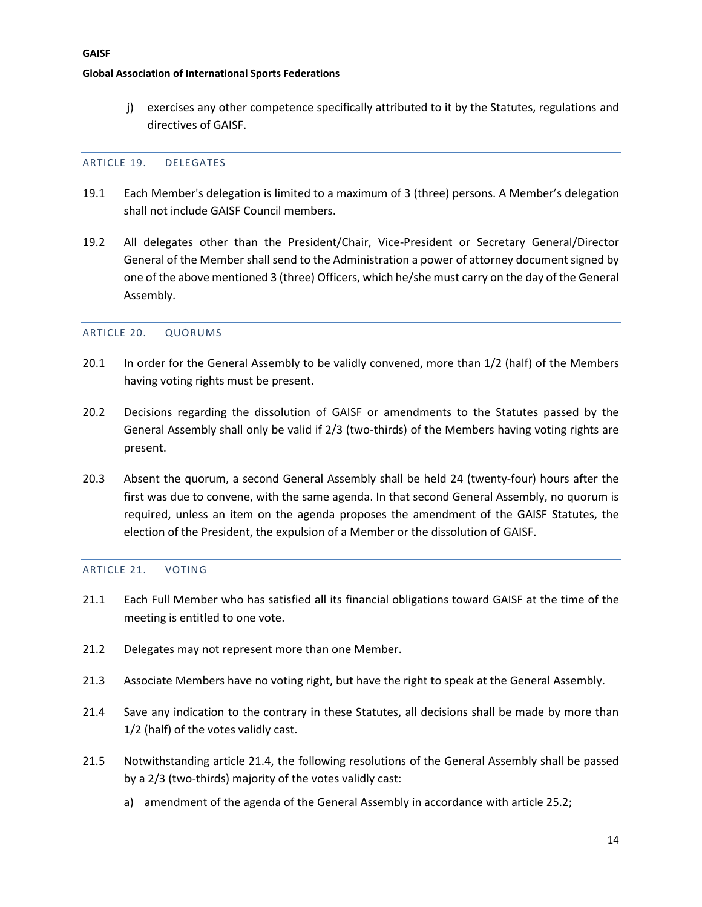j) exercises any other competence specifically attributed to it by the Statutes, regulations and directives of GAISF.

## ARTICLE 19. DELEGATES

19.1 Each Member's delegation is limited to a maximum of 3 (three) persons. A Member's delegation shall not include GAISF Council members.

19.2 All delegates other than the President/Chair, Vice-President or Secretary General/Director General of the Member shall send to the Administration a power of attorney document signed by one of the above mentioned 3 (three) Officers, which he/she must carry on the day of the General Assembly.

## ARTICLE 20. QUORUMS

20.1 In order for the General Assembly to be validly convened, more than 1/2 (half) of the Members having voting rights must be present.

20.2 Decisions regarding the dissolution of GAISF or amendments to the Statutes passed by the General Assembly shall only be valid if 2/3 (two-thirds) of the Members having voting rights are present.

20.3 Absent the quorum, a second General Assembly shall be held 24 (twenty-four) hours after the first was due to convene, with the same agenda. In that second General Assembly, no quorum is required, unless an item on the agenda proposes the amendment of the GAISF Statutes, the election of the President, the expulsion of a Member or the dissolution of GAISF.

## ARTICLE 21. VOTING

21.1 Each Full Member who has satisfied all its financial obligations toward GAISF at the time of the meeting is entitled to one vote.

21.2 Delegates may not represent more than one Member.

21.3 Associate Members have no voting right, but have the right to speak at the General Assembly.

21.4 Save any indication to the contrary in these Statutes, all decisions shall be made by more than 1/2 (half) of the votes validly cast.

21.5 Notwithstanding article 21.4, the following resolutions of the General Assembly shall be passed by a 2/3 (two-thirds) majority of the votes validly cast:

a) amendment of the agenda of the General Assembly in accordance with article 25.2;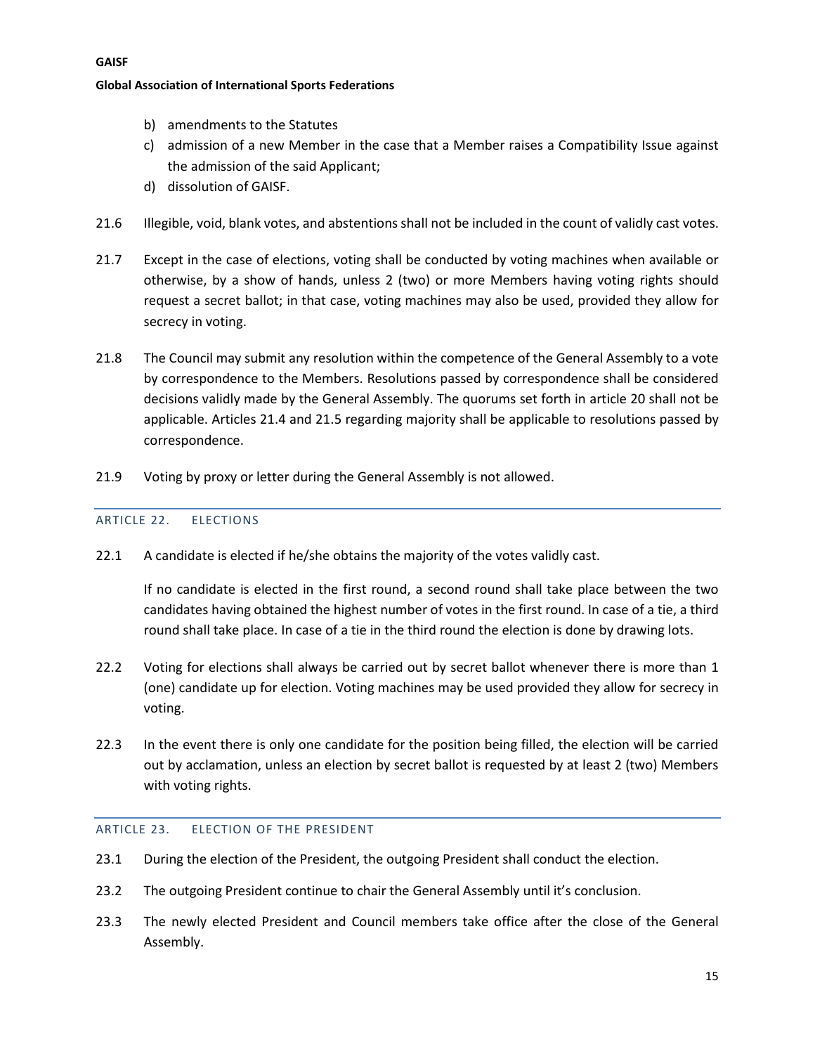b) amendments to the Statutes
c) admission of a new Member in the case that a Member raises a Compatibility Issue against the admission of the said Applicant;
d) dissolution of GAISF.

21.6 Illegible, void, blank votes, and abstentions shall not be included in the count of validly cast votes.

21.7 Except in the case of elections, voting shall be conducted by voting machines when available or otherwise, by a show of hands, unless 2 (two) or more Members having voting rights should request a secret ballot; in that case, voting machines may also be used, provided they allow for secrecy in voting.

21.8 The Council may submit any resolution within the competence of the General Assembly to a vote by correspondence to the Members. Resolutions passed by correspondence shall be considered decisions validly made by the General Assembly. The quorums set forth in article 20 shall not be applicable. Articles 21.4 and 21.5 regarding majority shall be applicable to resolutions passed by correspondence.

21.9 Voting by proxy or letter during the General Assembly is not allowed.

## ARTICLE 22. ELECTIONS

22.1 A candidate is elected if he/she obtains the majority of the votes validly cast.

If no candidate is elected in the first round, a second round shall take place between the two candidates having obtained the highest number of votes in the first round. In case of a tie, a third round shall take place. In case of a tie in the third round the election is done by drawing lots.

22.2 Voting for elections shall always be carried out by secret ballot whenever there is more than 1 (one) candidate up for election. Voting machines may be used provided they allow for secrecy in voting.

22.3 In the event there is only one candidate for the position being filled, the election will be carried out by acclamation, unless an election by secret ballot is requested by at least 2 (two) Members with voting rights.

## ARTICLE 23. ELECTION OF THE PRESIDENT

23.1 During the election of the President, the outgoing President shall conduct the election.

23.2 The outgoing President continue to chair the General Assembly until it's conclusion.

23.3 The newly elected President and Council members take office after the close of the General Assembly.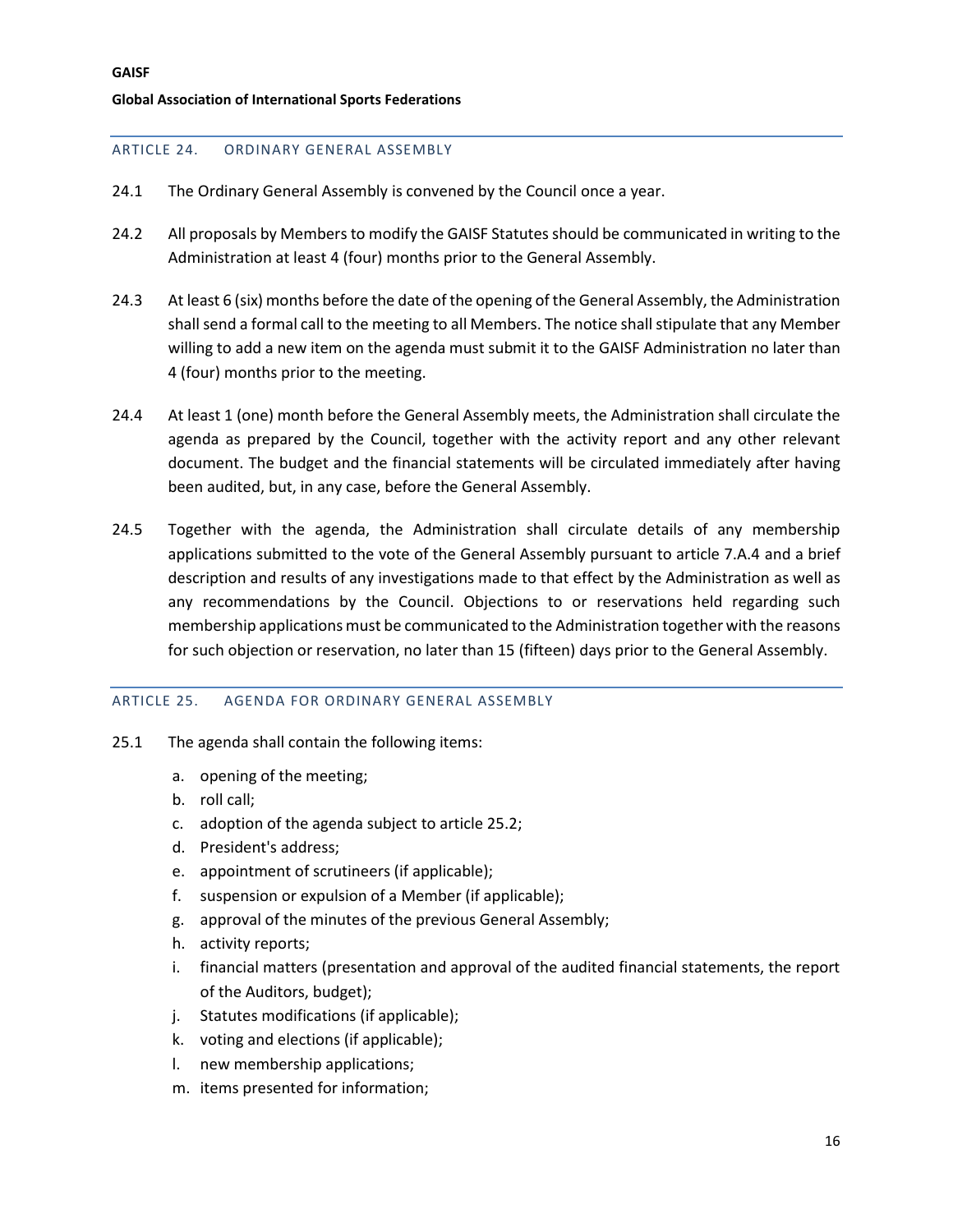## ARTICLE 24. ORDINARY GENERAL ASSEMBLY

24.1 The Ordinary General Assembly is convened by the Council once a year.

24.2 All proposals by Members to modify the GAISF Statutes should be communicated in writing to the Administration at least 4 (four) months prior to the General Assembly.

24.3 At least 6 (six) months before the date of the opening of the General Assembly, the Administration shall send a formal call to the meeting to all Members. The notice shall stipulate that any Member willing to add a new item on the agenda must submit it to the GAISF Administration no later than 4 (four) months prior to the meeting.

24.4 At least 1 (one) month before the General Assembly meets, the Administration shall circulate the agenda as prepared by the Council, together with the activity report and any other relevant document. The budget and the financial statements will be circulated immediately after having been audited, but, in any case, before the General Assembly.

24.5 Together with the agenda, the Administration shall circulate details of any membership applications submitted to the vote of the General Assembly pursuant to article 7.A.4 and a brief description and results of any investigations made to that effect by the Administration as well as any recommendations by the Council. Objections to or reservations held regarding such membership applications must be communicated to the Administration together with the reasons for such objection or reservation, no later than 15 (fifteen) days prior to the General Assembly.

## ARTICLE 25. AGENDA FOR ORDINARY GENERAL ASSEMBLY

25.1 The agenda shall contain the following items:

a. opening of the meeting;
b. roll call;
c. adoption of the agenda subject to article 25.2;
d. President's address;
e. appointment of scrutineers (if applicable);
f. suspension or expulsion of a Member (if applicable);
g. approval of the minutes of the previous General Assembly;
h. activity reports;
i. financial matters (presentation and approval of the audited financial statements, the report of the Auditors, budget);
j. Statutes modifications (if applicable);
k. voting and elections (if applicable);
l. new membership applications;
m. items presented for information;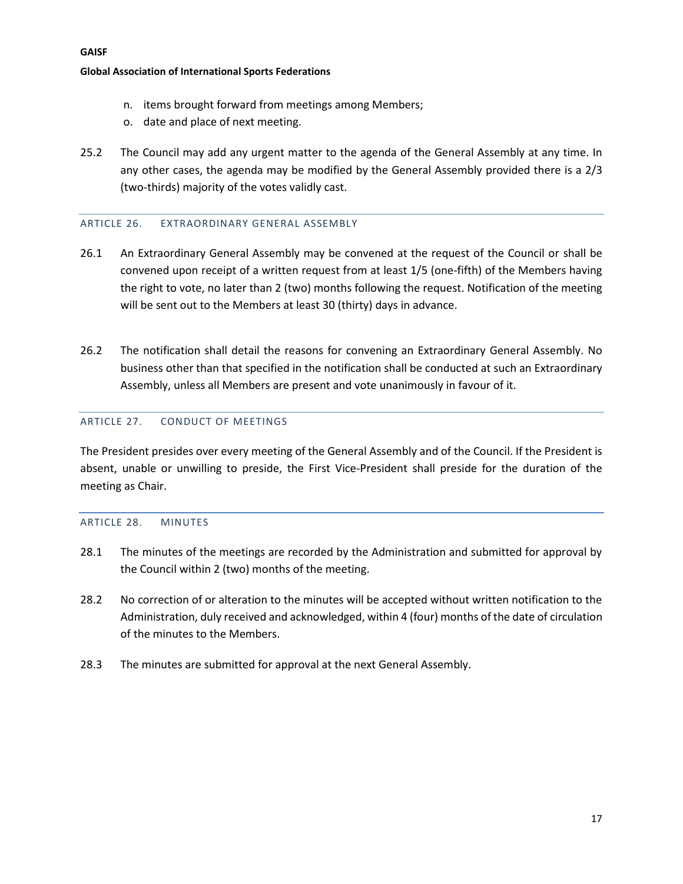n. items brought forward from meetings among Members;
o. date and place of next meeting.

25.2 The Council may add any urgent matter to the agenda of the General Assembly at any time. In any other cases, the agenda may be modified by the General Assembly provided there is a 2/3 (two-thirds) majority of the votes validly cast.

## ARTICLE 26. EXTRAORDINARY GENERAL ASSEMBLY

26.1 An Extraordinary General Assembly may be convened at the request of the Council or shall be convened upon receipt of a written request from at least 1/5 (one-fifth) of the Members having the right to vote, no later than 2 (two) months following the request. Notification of the meeting will be sent out to the Members at least 30 (thirty) days in advance.

26.2 The notification shall detail the reasons for convening an Extraordinary General Assembly. No business other than that specified in the notification shall be conducted at such an Extraordinary Assembly, unless all Members are present and vote unanimously in favour of it.

## ARTICLE 27. CONDUCT OF MEETINGS

The President presides over every meeting of the General Assembly and of the Council. If the President is absent, unable or unwilling to preside, the First Vice-President shall preside for the duration of the meeting as Chair.

## ARTICLE 28. MINUTES

28.1 The minutes of the meetings are recorded by the Administration and submitted for approval by the Council within 2 (two) months of the meeting.

28.2 No correction of or alteration to the minutes will be accepted without written notification to the Administration, duly received and acknowledged, within 4 (four) months of the date of circulation of the minutes to the Members.

28.3 The minutes are submitted for approval at the next General Assembly.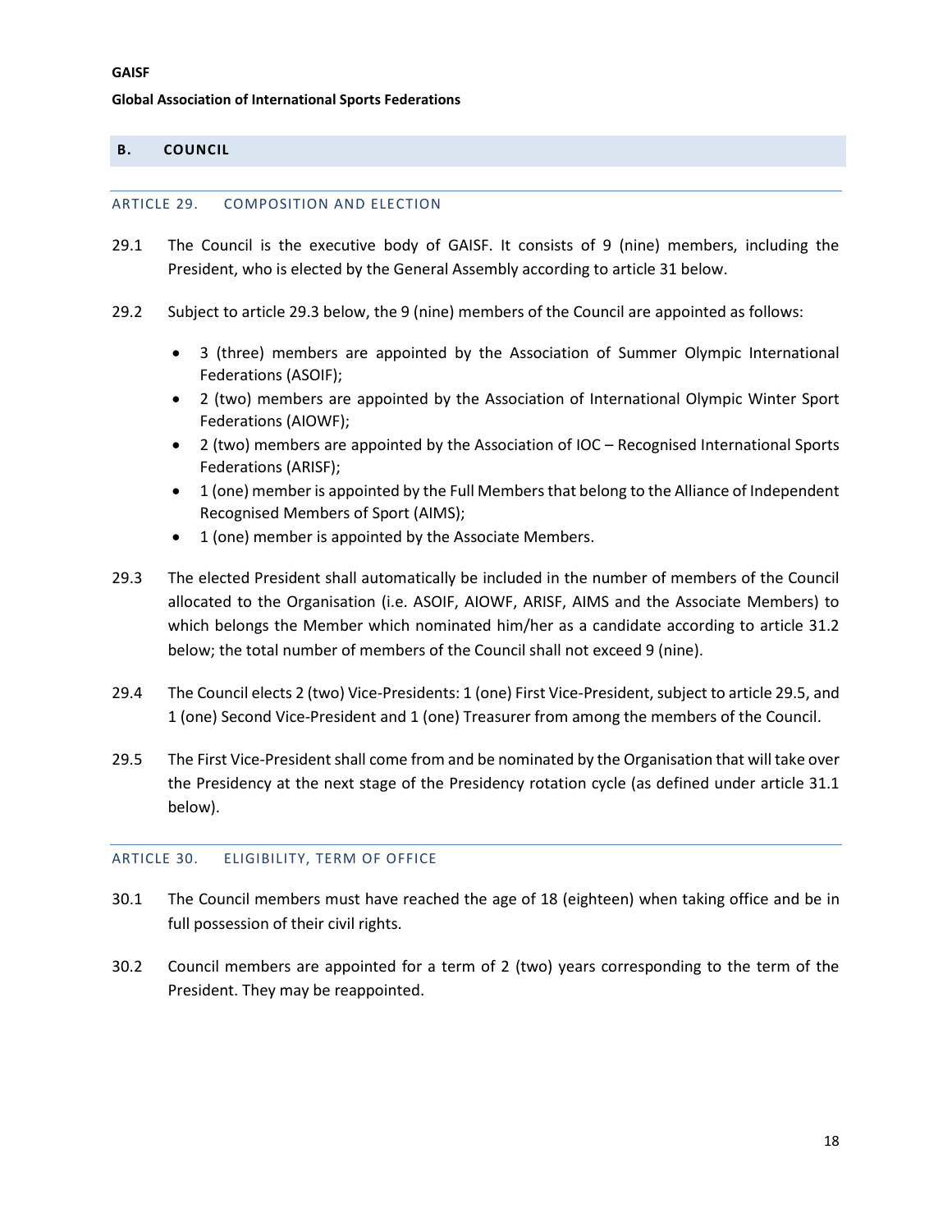## B. COUNCIL

### ARTICLE 29. COMPOSITION AND ELECTION

29.1 The Council is the executive body of GAISF. It consists of 9 (nine) members, including the President, who is elected by the General Assembly according to article 31 below.

29.2 Subject to article 29.3 below, the 9 (nine) members of the Council are appointed as follows:

- 3 (three) members are appointed by the Association of Summer Olympic International Federations (ASOIF);
- 2 (two) members are appointed by the Association of International Olympic Winter Sport Federations (AIOWF);
- 2 (two) members are appointed by the Association of IOC – Recognised International Sports Federations (ARISF);
- 1 (one) member is appointed by the Full Members that belong to the Alliance of Independent Recognised Members of Sport (AIMS);
- 1 (one) member is appointed by the Associate Members.

29.3 The elected President shall automatically be included in the number of members of the Council allocated to the Organisation (i.e. ASOIF, AIOWF, ARISF, AIMS and the Associate Members) to which belongs the Member which nominated him/her as a candidate according to article 31.2 below; the total number of members of the Council shall not exceed 9 (nine).

29.4 The Council elects 2 (two) Vice-Presidents: 1 (one) First Vice-President, subject to article 29.5, and 1 (one) Second Vice-President and 1 (one) Treasurer from among the members of the Council.

29.5 The First Vice-President shall come from and be nominated by the Organisation that will take over the Presidency at the next stage of the Presidency rotation cycle (as defined under article 31.1 below).

### ARTICLE 30. ELIGIBILITY, TERM OF OFFICE

30.1 The Council members must have reached the age of 18 (eighteen) when taking office and be in full possession of their civil rights.

30.2 Council members are appointed for a term of 2 (two) years corresponding to the term of the President. They may be reappointed.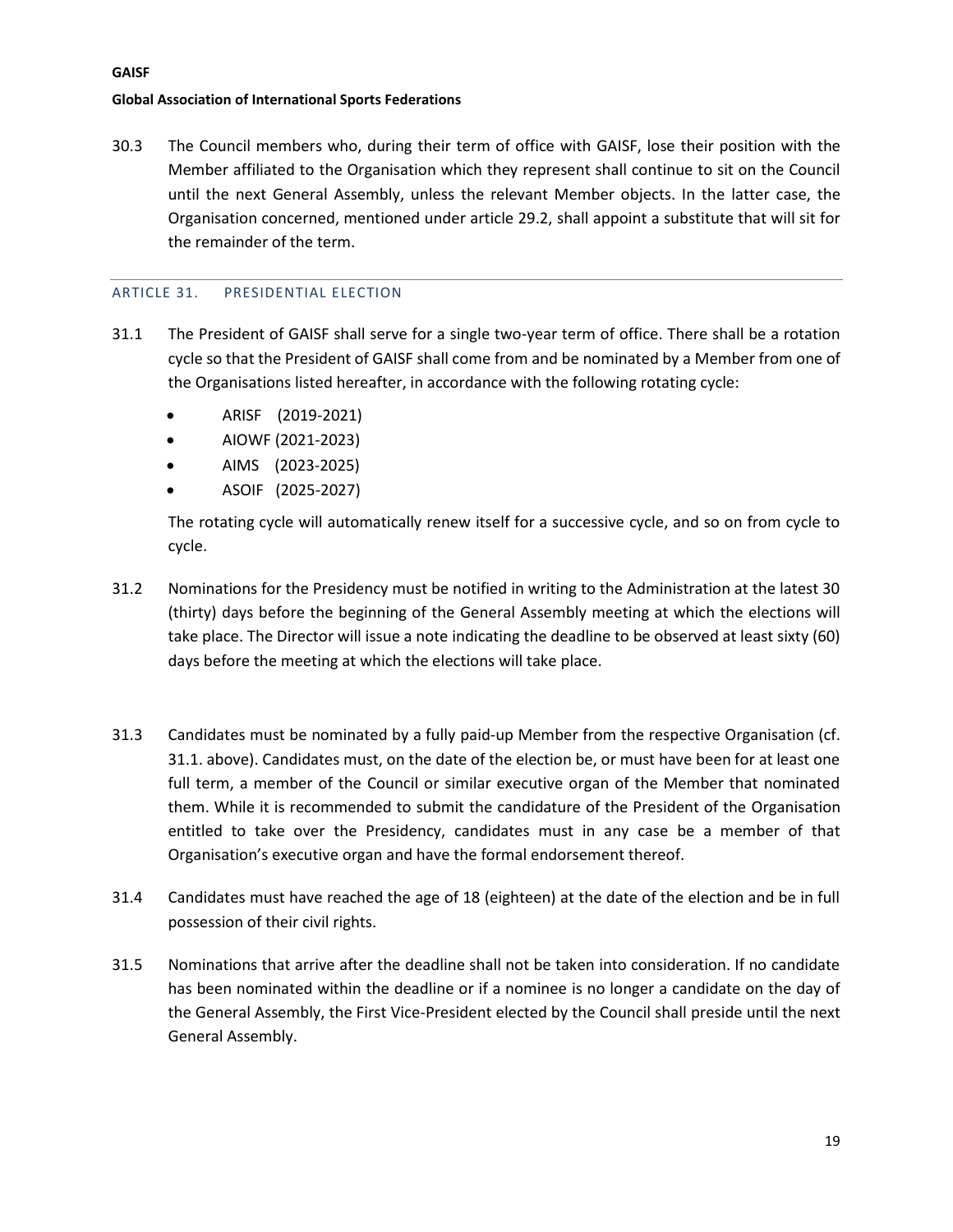30.3 The Council members who, during their term of office with GAISF, lose their position with the Member affiliated to the Organisation which they represent shall continue to sit on the Council until the next General Assembly, unless the relevant Member objects. In the latter case, the Organisation concerned, mentioned under article 29.2, shall appoint a substitute that will sit for the remainder of the term.

## ARTICLE 31. PRESIDENTIAL ELECTION

31.1 The President of GAISF shall serve for a single two-year term of office. There shall be a rotation cycle so that the President of GAISF shall come from and be nominated by a Member from one of the Organisations listed hereafter, in accordance with the following rotating cycle:

- ARISF (2019-2021)
- AIOWF (2021-2023)
- AIMS (2023-2025)
- ASOIF (2025-2027)

The rotating cycle will automatically renew itself for a successive cycle, and so on from cycle to cycle.

31.2 Nominations for the Presidency must be notified in writing to the Administration at the latest 30 (thirty) days before the beginning of the General Assembly meeting at which the elections will take place. The Director will issue a note indicating the deadline to be observed at least sixty (60) days before the meeting at which the elections will take place.

31.3 Candidates must be nominated by a fully paid-up Member from the respective Organisation (cf. 31.1. above). Candidates must, on the date of the election be, or must have been for at least one full term, a member of the Council or similar executive organ of the Member that nominated them. While it is recommended to submit the candidature of the President of the Organisation entitled to take over the Presidency, candidates must in any case be a member of that Organisation's executive organ and have the formal endorsement thereof.

31.4 Candidates must have reached the age of 18 (eighteen) at the date of the election and be in full possession of their civil rights.

31.5 Nominations that arrive after the deadline shall not be taken into consideration. If no candidate has been nominated within the deadline or if a nominee is no longer a candidate on the day of the General Assembly, the First Vice-President elected by the Council shall preside until the next General Assembly.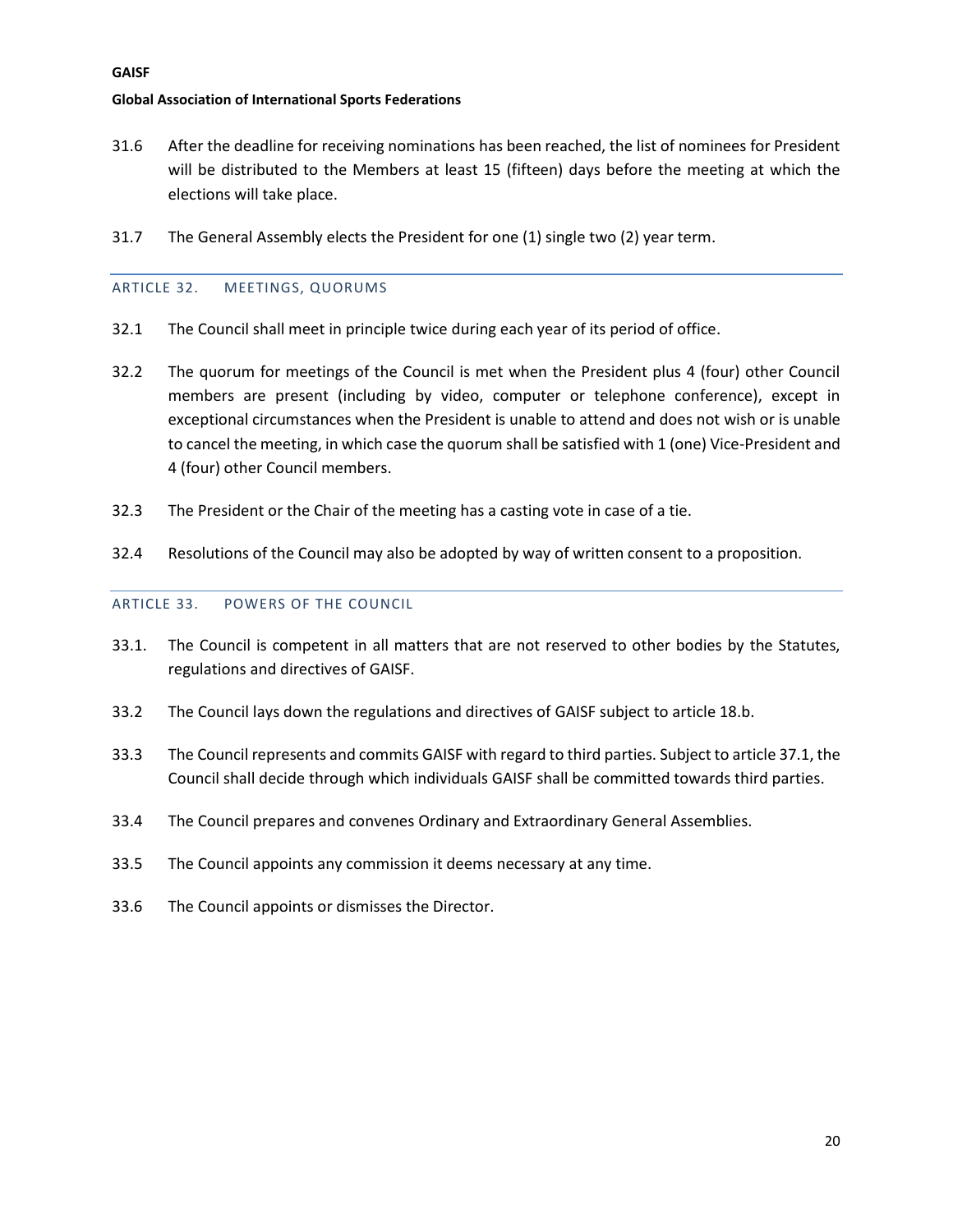31.6 After the deadline for receiving nominations has been reached, the list of nominees for President will be distributed to the Members at least 15 (fifteen) days before the meeting at which the elections will take place.

31.7 The General Assembly elects the President for one (1) single two (2) year term.

## ARTICLE 32. MEETINGS, QUORUMS

32.1 The Council shall meet in principle twice during each year of its period of office.

32.2 The quorum for meetings of the Council is met when the President plus 4 (four) other Council members are present (including by video, computer or telephone conference), except in exceptional circumstances when the President is unable to attend and does not wish or is unable to cancel the meeting, in which case the quorum shall be satisfied with 1 (one) Vice-President and 4 (four) other Council members.

32.3 The President or the Chair of the meeting has a casting vote in case of a tie.

32.4 Resolutions of the Council may also be adopted by way of written consent to a proposition.

## ARTICLE 33. POWERS OF THE COUNCIL

33.1. The Council is competent in all matters that are not reserved to other bodies by the Statutes, regulations and directives of GAISF.

33.2 The Council lays down the regulations and directives of GAISF subject to article 18.b.

33.3 The Council represents and commits GAISF with regard to third parties. Subject to article 37.1, the Council shall decide through which individuals GAISF shall be committed towards third parties.

33.4 The Council prepares and convenes Ordinary and Extraordinary General Assemblies.

33.5 The Council appoints any commission it deems necessary at any time.

33.6 The Council appoints or dismisses the Director.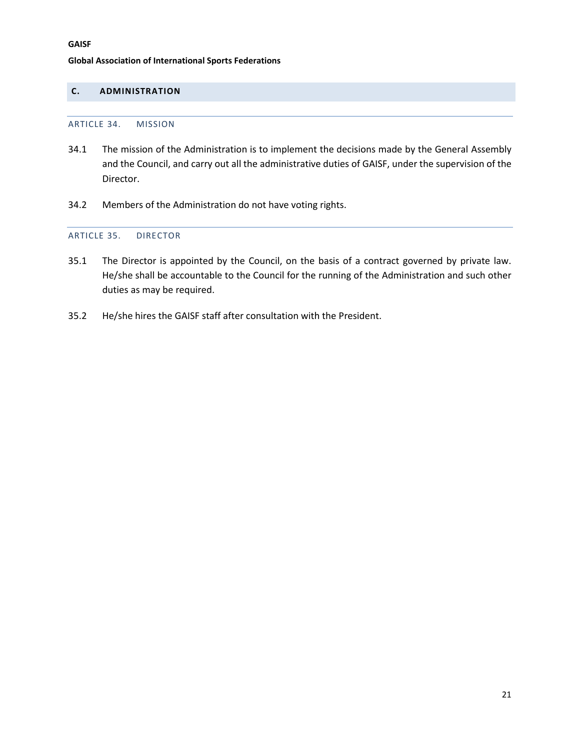## C. ADMINISTRATION

### ARTICLE 34. MISSION

34.1 The mission of the Administration is to implement the decisions made by the General Assembly and the Council, and carry out all the administrative duties of GAISF, under the supervision of the Director.

34.2 Members of the Administration do not have voting rights.

### ARTICLE 35. DIRECTOR

35.1 The Director is appointed by the Council, on the basis of a contract governed by private law. He/she shall be accountable to the Council for the running of the Administration and such other duties as may be required.

35.2 He/she hires the GAISF staff after consultation with the President.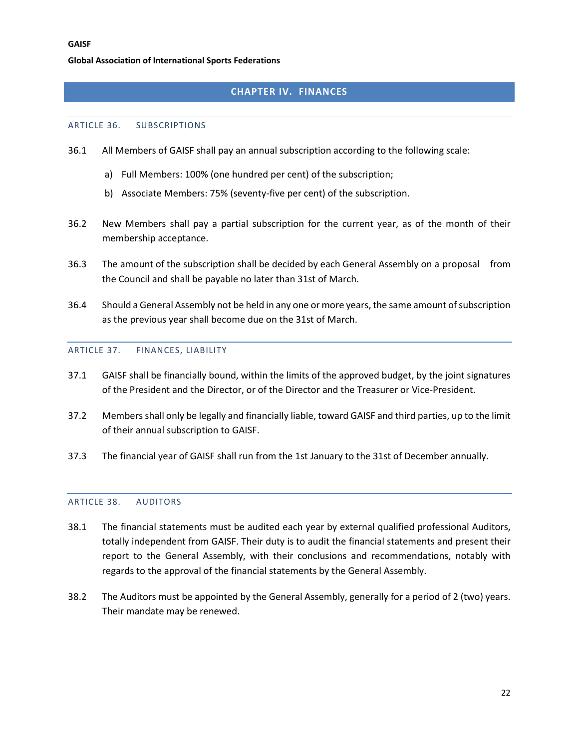## CHAPTER IV. FINANCES

### ARTICLE 36. SUBSCRIPTIONS

36.1 All Members of GAISF shall pay an annual subscription according to the following scale:

a) Full Members: 100% (one hundred per cent) of the subscription;

b) Associate Members: 75% (seventy-five per cent) of the subscription.

36.2 New Members shall pay a partial subscription for the current year, as of the month of their membership acceptance.

36.3 The amount of the subscription shall be decided by each General Assembly on a proposal from the Council and shall be payable no later than 31st of March.

36.4 Should a General Assembly not be held in any one or more years, the same amount of subscription as the previous year shall become due on the 31st of March.

### ARTICLE 37. FINANCES, LIABILITY

37.1 GAISF shall be financially bound, within the limits of the approved budget, by the joint signatures of the President and the Director, or of the Director and the Treasurer or Vice-President.

37.2 Members shall only be legally and financially liable, toward GAISF and third parties, up to the limit of their annual subscription to GAISF.

37.3 The financial year of GAISF shall run from the 1st January to the 31st of December annually.

### ARTICLE 38. AUDITORS

38.1 The financial statements must be audited each year by external qualified professional Auditors, totally independent from GAISF. Their duty is to audit the financial statements and present their report to the General Assembly, with their conclusions and recommendations, notably with regards to the approval of the financial statements by the General Assembly.

38.2 The Auditors must be appointed by the General Assembly, generally for a period of 2 (two) years. Their mandate may be renewed.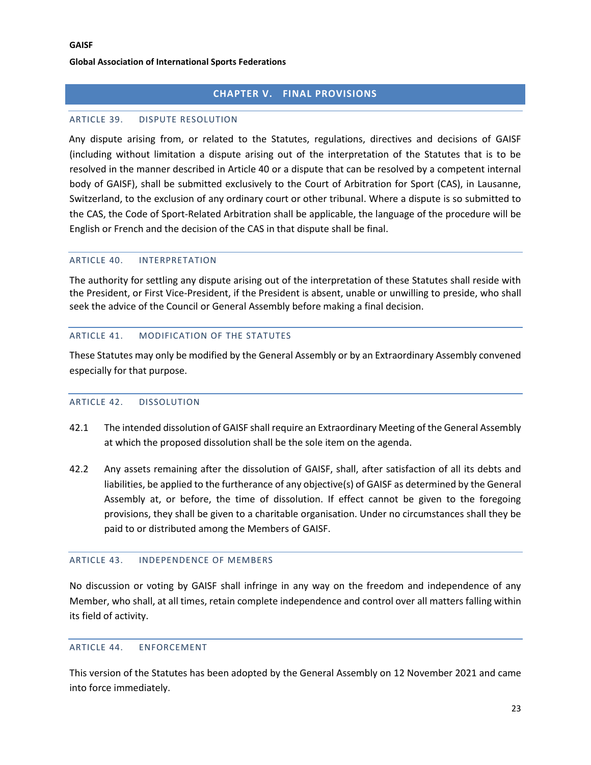## CHAPTER V. FINAL PROVISIONS

### ARTICLE 39. DISPUTE RESOLUTION

Any dispute arising from, or related to the Statutes, regulations, directives and decisions of GAISF (including without limitation a dispute arising out of the interpretation of the Statutes that is to be resolved in the manner described in Article 40 or a dispute that can be resolved by a competent internal body of GAISF), shall be submitted exclusively to the Court of Arbitration for Sport (CAS), in Lausanne, Switzerland, to the exclusion of any ordinary court or other tribunal. Where a dispute is so submitted to the CAS, the Code of Sport-Related Arbitration shall be applicable, the language of the procedure will be English or French and the decision of the CAS in that dispute shall be final.

### ARTICLE 40. INTERPRETATION

The authority for settling any dispute arising out of the interpretation of these Statutes shall reside with the President, or First Vice-President, if the President is absent, unable or unwilling to preside, who shall seek the advice of the Council or General Assembly before making a final decision.

### ARTICLE 41. MODIFICATION OF THE STATUTES

These Statutes may only be modified by the General Assembly or by an Extraordinary Assembly convened especially for that purpose.

### ARTICLE 42. DISSOLUTION

42.1 The intended dissolution of GAISF shall require an Extraordinary Meeting of the General Assembly at which the proposed dissolution shall be the sole item on the agenda.

42.2 Any assets remaining after the dissolution of GAISF, shall, after satisfaction of all its debts and liabilities, be applied to the furtherance of any objective(s) of GAISF as determined by the General Assembly at, or before, the time of dissolution. If effect cannot be given to the foregoing provisions, they shall be given to a charitable organisation. Under no circumstances shall they be paid to or distributed among the Members of GAISF.

### ARTICLE 43. INDEPENDENCE OF MEMBERS

No discussion or voting by GAISF shall infringe in any way on the freedom and independence of any Member, who shall, at all times, retain complete independence and control over all matters falling within its field of activity.

### ARTICLE 44. ENFORCEMENT

This version of the Statutes has been adopted by the General Assembly on 12 November 2021 and came into force immediately.